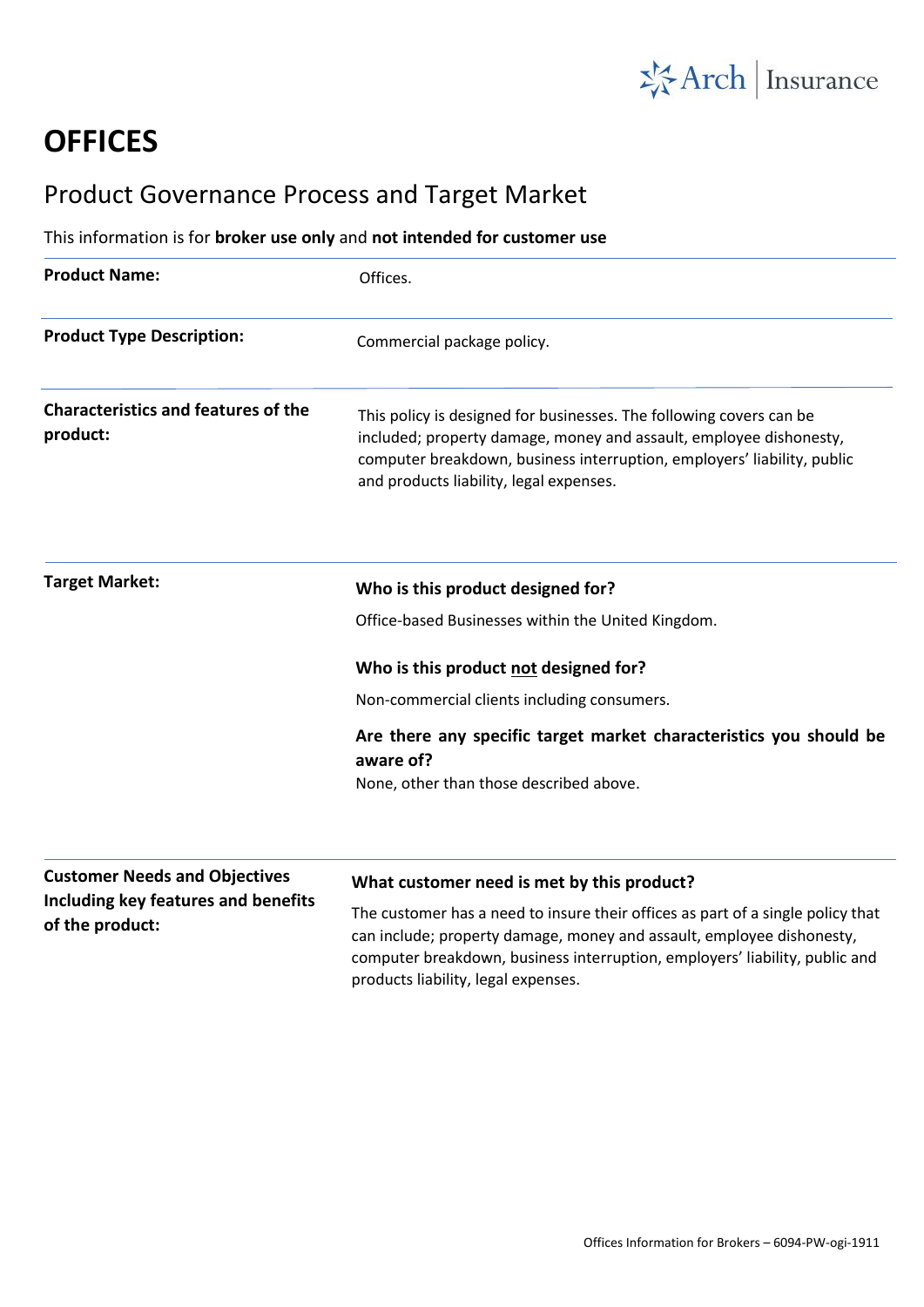# OFFICES

## Product Governance Process and Target Market

This information is for **broker use only** and **not intended for customer use**

| | |
|---|---|
| **Product Name:** | Offices. |
| **Product Type Description:** | Commercial package policy. |
| **Characteristics and features of the product:** | This policy is designed for businesses. The following covers can be included; property damage, money and assault, employee dishonesty, computer breakdown, business interruption, employers' liability, public and products liability, legal expenses. |
| **Target Market:** | **Who is this product designed for?**<br>Office-based Businesses within the United Kingdom.<br><br>**Who is this product <u>not</u> designed for?**<br>Non-commercial clients including consumers.<br><br>**Are there any specific target market characteristics you should be aware of?**<br>None, other than those described above. |
| **Customer Needs and Objectives Including key features and benefits of the product:** | **What customer need is met by this product?**<br>The customer has a need to insure their offices as part of a single policy that can include; property damage, money and assault, employee dishonesty, computer breakdown, business interruption, employers' liability, public and products liability, legal expenses. |

Offices Information for Brokers – 6094-PW-ogi-1911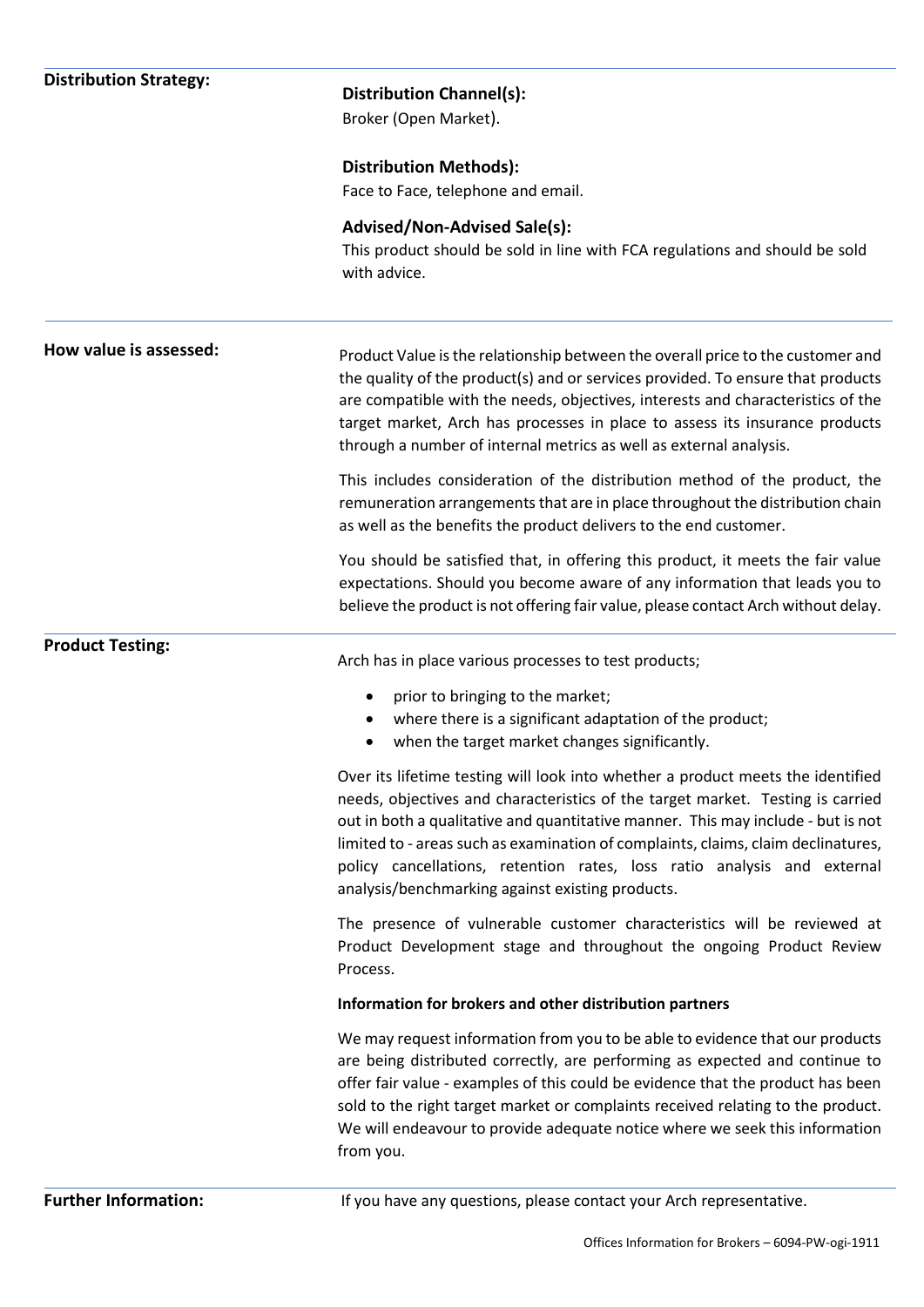## Distribution Strategy:

**Distribution Channel(s):**

Broker (Open Market).

**Distribution Methods):**

Face to Face, telephone and email.

**Advised/Non-Advised Sale(s):**

This product should be sold in line with FCA regulations and should be sold with advice.

## How value is assessed:

Product Value is the relationship between the overall price to the customer and the quality of the product(s) and or services provided. To ensure that products are compatible with the needs, objectives, interests and characteristics of the target market, Arch has processes in place to assess its insurance products through a number of internal metrics as well as external analysis.

This includes consideration of the distribution method of the product, the remuneration arrangements that are in place throughout the distribution chain as well as the benefits the product delivers to the end customer.

You should be satisfied that, in offering this product, it meets the fair value expectations. Should you become aware of any information that leads you to believe the product is not offering fair value, please contact Arch without delay.

## Product Testing:

Arch has in place various processes to test products;

- prior to bringing to the market;
- where there is a significant adaptation of the product;
- when the target market changes significantly.

Over its lifetime testing will look into whether a product meets the identified needs, objectives and characteristics of the target market. Testing is carried out in both a qualitative and quantitative manner. This may include - but is not limited to - areas such as examination of complaints, claims, claim declinatures, policy cancellations, retention rates, loss ratio analysis and external analysis/benchmarking against existing products.

The presence of vulnerable customer characteristics will be reviewed at Product Development stage and throughout the ongoing Product Review Process.

**Information for brokers and other distribution partners**

We may request information from you to be able to evidence that our products are being distributed correctly, are performing as expected and continue to offer fair value - examples of this could be evidence that the product has been sold to the right target market or complaints received relating to the product. We will endeavour to provide adequate notice where we seek this information from you.

## Further Information:

If you have any questions, please contact your Arch representative.

Offices Information for Brokers – 6094-PW-ogi-1911